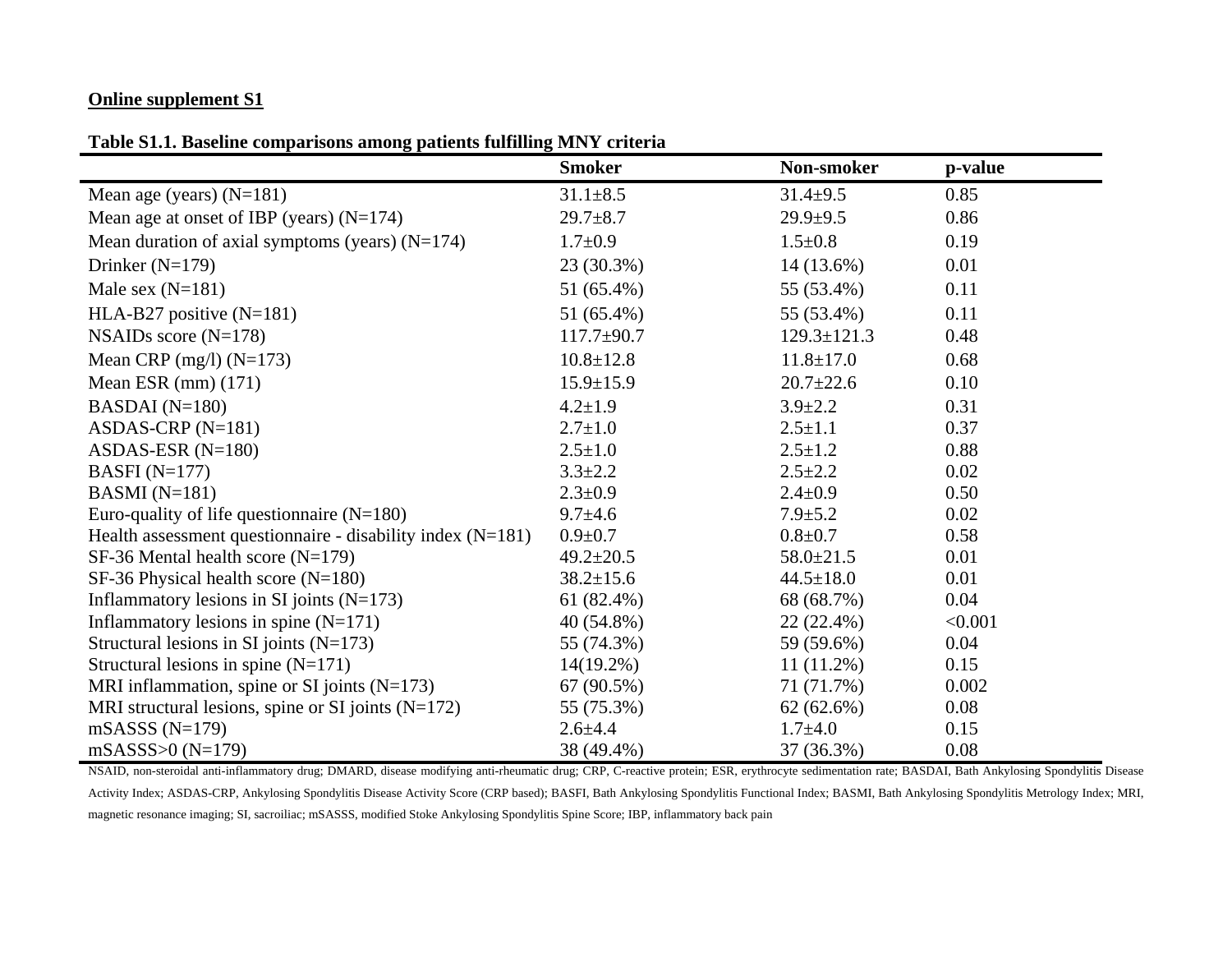**Online supplement S1**

**Table S1.1. Baseline comparisons among patients fulfilling MNY criteria**

| | **Smoker** | **Non-smoker** | **p-value** |
|---|---|---|---|
| Mean age (years) (N=181) | 31.1±8.5 | 31.4±9.5 | 0.85 |
| Mean age at onset of IBP (years) (N=174) | 29.7±8.7 | 29.9±9.5 | 0.86 |
| Mean duration of axial symptoms (years) (N=174) | 1.7±0.9 | 1.5±0.8 | 0.19 |
| Drinker (N=179) | 23 (30.3%) | 14 (13.6%) | 0.01 |
| Male sex (N=181) | 51 (65.4%) | 55 (53.4%) | 0.11 |
| HLA-B27 positive (N=181) | 51 (65.4%) | 55 (53.4%) | 0.11 |
| NSAIDs score (N=178) | 117.7±90.7 | 129.3±121.3 | 0.48 |
| Mean CRP (mg/l) (N=173) | 10.8±12.8 | 11.8±17.0 | 0.68 |
| Mean ESR (mm) (171) | 15.9±15.9 | 20.7±22.6 | 0.10 |
| BASDAI (N=180) | 4.2±1.9 | 3.9±2.2 | 0.31 |
| ASDAS-CRP (N=181) | 2.7±1.0 | 2.5±1.1 | 0.37 |
| ASDAS-ESR (N=180) | 2.5±1.0 | 2.5±1.2 | 0.88 |
| BASFI (N=177) | 3.3±2.2 | 2.5±2.2 | 0.02 |
| BASMI (N=181) | 2.3±0.9 | 2.4±0.9 | 0.50 |
| Euro-quality of life questionnaire (N=180) | 9.7±4.6 | 7.9±5.2 | 0.02 |
| Health assessment questionnaire - disability index (N=181) | 0.9±0.7 | 0.8±0.7 | 0.58 |
| SF-36 Mental health score (N=179) | 49.2±20.5 | 58.0±21.5 | 0.01 |
| SF-36 Physical health score (N=180) | 38.2±15.6 | 44.5±18.0 | 0.01 |
| Inflammatory lesions in SI joints (N=173) | 61 (82.4%) | 68 (68.7%) | 0.04 |
| Inflammatory lesions in spine (N=171) | 40 (54.8%) | 22 (22.4%) | <0.001 |
| Structural lesions in SI joints (N=173) | 55 (74.3%) | 59 (59.6%) | 0.04 |
| Structural lesions in spine (N=171) | 14(19.2%) | 11 (11.2%) | 0.15 |
| MRI inflammation, spine or SI joints (N=173) | 67 (90.5%) | 71 (71.7%) | 0.002 |
| MRI structural lesions, spine or SI joints (N=172) | 55 (75.3%) | 62 (62.6%) | 0.08 |
| mSASSS (N=179) | 2.6±4.4 | 1.7±4.0 | 0.15 |
| mSASSS>0 (N=179) | 38 (49.4%) | 37 (36.3%) | 0.08 |

NSAID, non-steroidal anti-inflammatory drug; DMARD, disease modifying anti-rheumatic drug; CRP, C-reactive protein; ESR, erythrocyte sedimentation rate; BASDAI, Bath Ankylosing Spondylitis Disease Activity Index; ASDAS-CRP, Ankylosing Spondylitis Disease Activity Score (CRP based); BASFI, Bath Ankylosing Spondylitis Functional Index; BASMI, Bath Ankylosing Spondylitis Metrology Index; MRI, magnetic resonance imaging; SI, sacroiliac; mSASSS, modified Stoke Ankylosing Spondylitis Spine Score; IBP, inflammatory back pain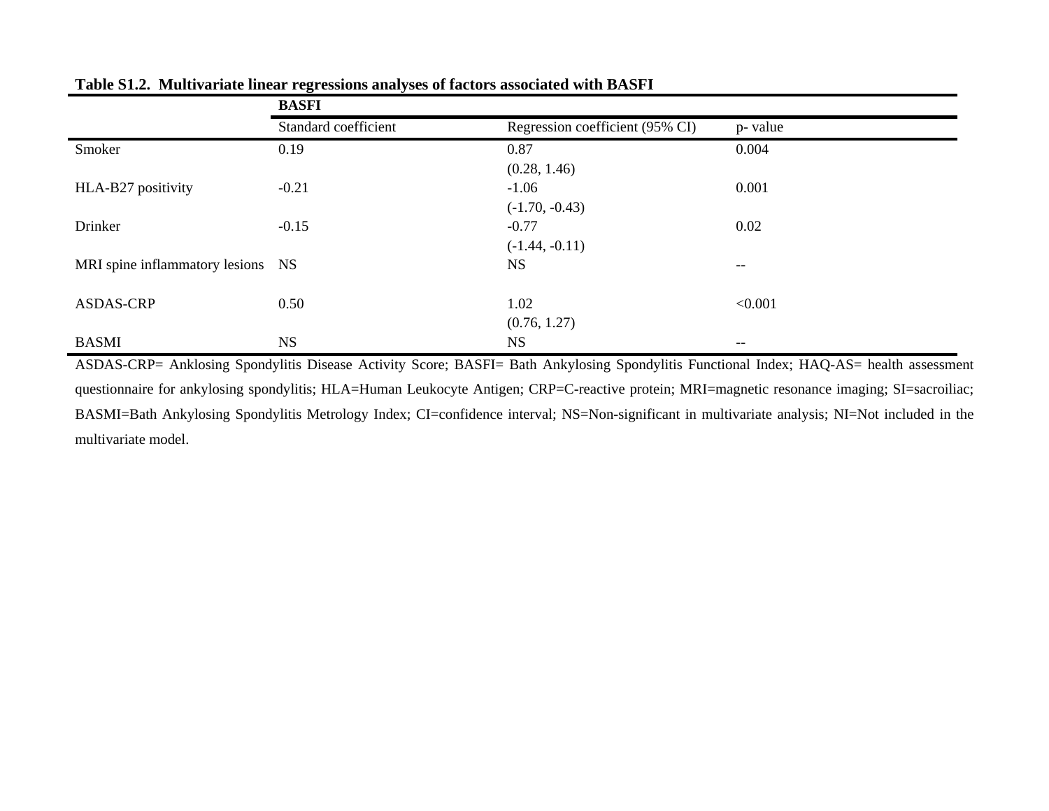**Table S1.2. Multivariate linear regressions analyses of factors associated with BASFI**

| | BASFI | | |
|---|---|---|---|
| | Standard coefficient | Regression coefficient (95% CI) | p- value |
| Smoker | 0.19 | 0.87 (0.28, 1.46) | 0.004 |
| HLA-B27 positivity | -0.21 | -1.06 (-1.70, -0.43) | 0.001 |
| Drinker | -0.15 | -0.77 (-1.44, -0.11) | 0.02 |
| MRI spine inflammatory lesions | NS | NS | -- |
| ASDAS-CRP | 0.50 | 1.02 (0.76, 1.27) | <0.001 |
| BASMI | NS | NS | -- |

ASDAS-CRP= Anklosing Spondylitis Disease Activity Score; BASFI= Bath Ankylosing Spondylitis Functional Index; HAQ-AS= health assessment questionnaire for ankylosing spondylitis; HLA=Human Leukocyte Antigen; CRP=C-reactive protein; MRI=magnetic resonance imaging; SI=sacroiliac; BASMI=Bath Ankylosing Spondylitis Metrology Index; CI=confidence interval; NS=Non-significant in multivariate analysis; NI=Not included in the multivariate model.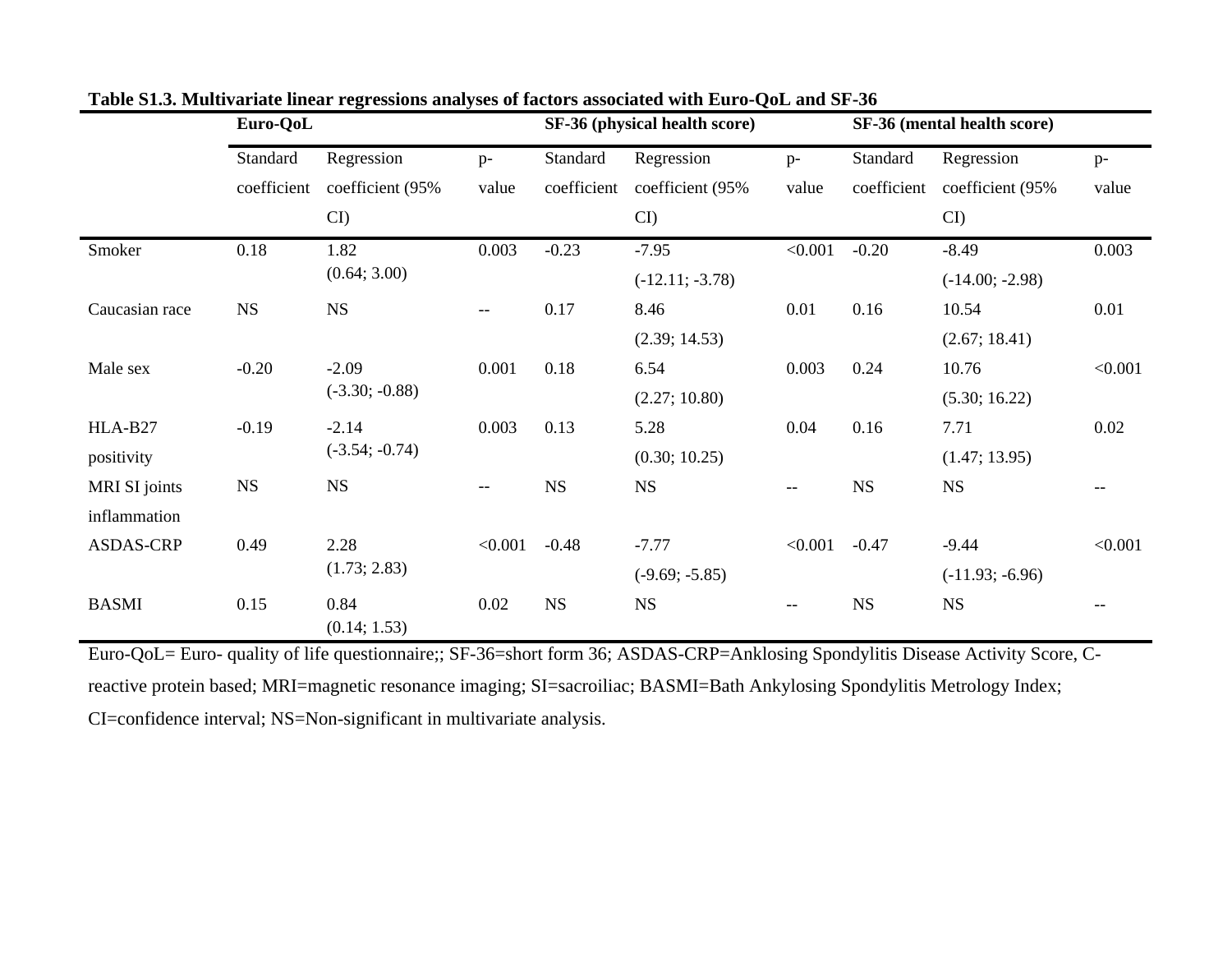**Table S1.3. Multivariate linear regressions analyses of factors associated with Euro-QoL and SF-36**

| | **Euro-QoL** | | | **SF-36 (physical health score)** | | | **SF-36 (mental health score)** | | |
|---|---|---|---|---|---|---|---|---|---|
| | Standard coefficient | Regression coefficient (95% CI) | p-value | Standard coefficient | Regression coefficient (95% CI) | p-value | Standard coefficient | Regression coefficient (95% CI) | p-value |
| Smoker | 0.18 | 1.82 (0.64; 3.00) | 0.003 | -0.23 | -7.95 (-12.11; -3.78) | <0.001 | -0.20 | -8.49 (-14.00; -2.98) | 0.003 |
| Caucasian race | NS | NS | -- | 0.17 | 8.46 (2.39; 14.53) | 0.01 | 0.16 | 10.54 (2.67; 18.41) | 0.01 |
| Male sex | -0.20 | -2.09 (-3.30; -0.88) | 0.001 | 0.18 | 6.54 (2.27; 10.80) | 0.003 | 0.24 | 10.76 (5.30; 16.22) | <0.001 |
| HLA-B27 positivity | -0.19 | -2.14 (-3.54; -0.74) | 0.003 | 0.13 | 5.28 (0.30; 10.25) | 0.04 | 0.16 | 7.71 (1.47; 13.95) | 0.02 |
| MRI SI joints inflammation | NS | NS | -- | NS | NS | -- | NS | NS | -- |
| ASDAS-CRP | 0.49 | 2.28 (1.73; 2.83) | <0.001 | -0.48 | -7.77 (-9.69; -5.85) | <0.001 | -0.47 | -9.44 (-11.93; -6.96) | <0.001 |
| BASMI | 0.15 | 0.84 (0.14; 1.53) | 0.02 | NS | NS | -- | NS | NS | -- |

Euro-QoL= Euro- quality of life questionnaire;; SF-36=short form 36; ASDAS-CRP=Anklosing Spondylitis Disease Activity Score, C-reactive protein based; MRI=magnetic resonance imaging; SI=sacroiliac; BASMI=Bath Ankylosing Spondylitis Metrology Index; CI=confidence interval; NS=Non-significant in multivariate analysis.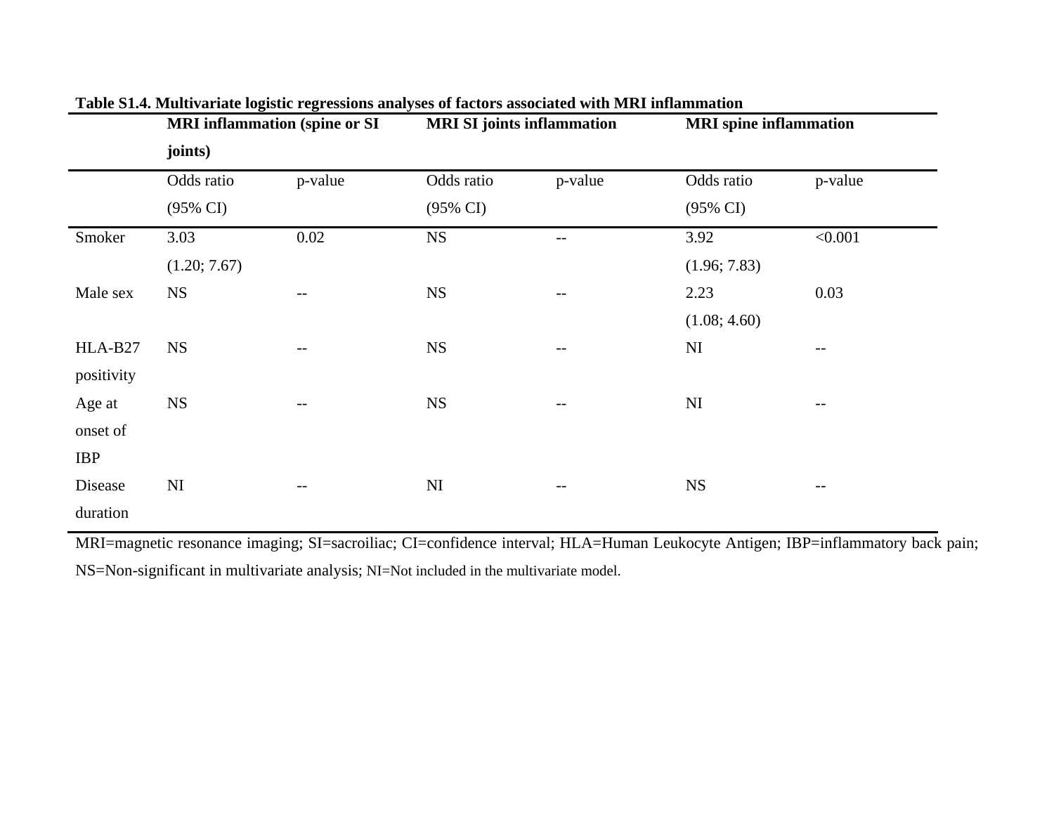**Table S1.4. Multivariate logistic regressions analyses of factors associated with MRI inflammation**

| | MRI inflammation (spine or SI joints) | | MRI SI joints inflammation | | MRI spine inflammation | |
|---|---|---|---|---|---|---|
| | Odds ratio (95% CI) | p-value | Odds ratio (95% CI) | p-value | Odds ratio (95% CI) | p-value |
| Smoker | 3.03 (1.20; 7.67) | 0.02 | NS | -- | 3.92 (1.96; 7.83) | <0.001 |
| Male sex | NS | -- | NS | -- | 2.23 (1.08; 4.60) | 0.03 |
| HLA-B27 positivity | NS | -- | NS | -- | NI | -- |
| Age at onset of IBP | NS | -- | NS | -- | NI | -- |
| Disease duration | NI | -- | NI | -- | NS | -- |

MRI=magnetic resonance imaging; SI=sacroiliac; CI=confidence interval; HLA=Human Leukocyte Antigen; IBP=inflammatory back pain; NS=Non-significant in multivariate analysis; NI=Not included in the multivariate model.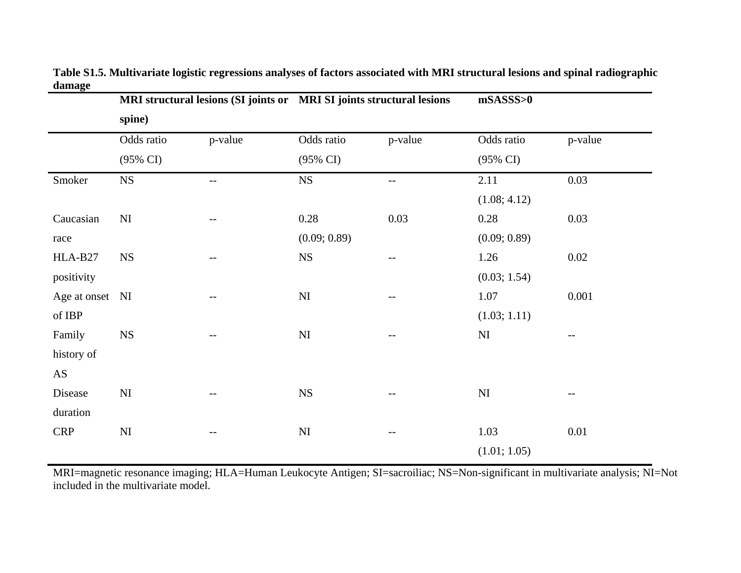**Table S1.5. Multivariate logistic regressions analyses of factors associated with MRI structural lesions and spinal radiographic damage**

| | **MRI structural lesions (SI joints or spine)** | | **MRI SI joints structural lesions** | | **mSASSS>0** | |
|---|---|---|---|---|---|---|
| | Odds ratio (95% CI) | p-value | Odds ratio (95% CI) | p-value | Odds ratio (95% CI) | p-value |
| Smoker | NS | -- | NS | -- | 2.11 (1.08; 4.12) | 0.03 |
| Caucasian race | NI | -- | 0.28 (0.09; 0.89) | 0.03 | 0.28 (0.09; 0.89) | 0.03 |
| HLA-B27 positivity | NS | -- | NS | -- | 1.26 (0.03; 1.54) | 0.02 |
| Age at onset of IBP | NI | -- | NI | -- | 1.07 (1.03; 1.11) | 0.001 |
| Family history of AS | NS | -- | NI | -- | NI | -- |
| Disease duration | NI | -- | NS | -- | NI | -- |
| CRP | NI | -- | NI | -- | 1.03 (1.01; 1.05) | 0.01 |

MRI=magnetic resonance imaging; HLA=Human Leukocyte Antigen; SI=sacroiliac; NS=Non-significant in multivariate analysis; NI=Not included in the multivariate model.